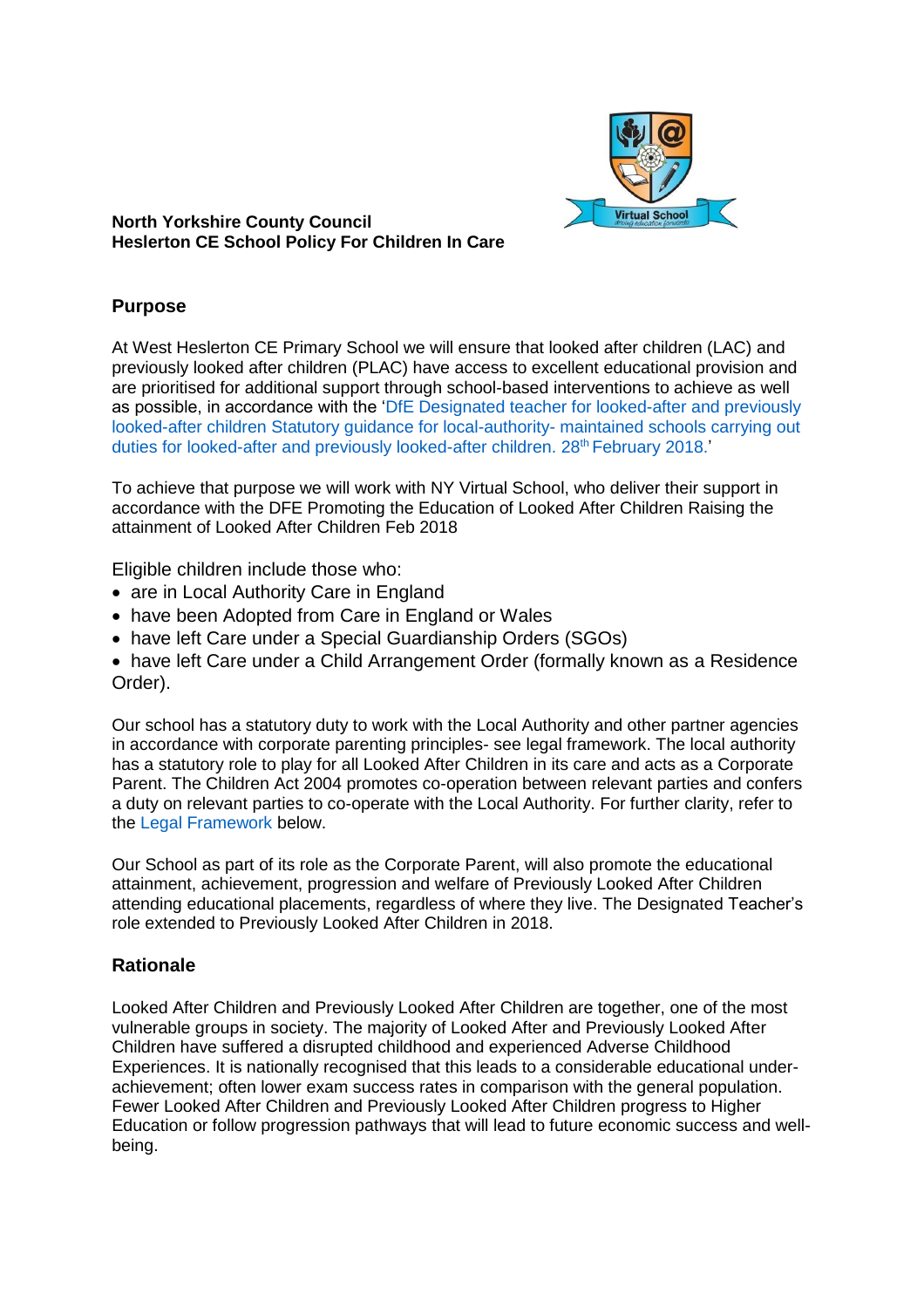**North Yorkshire County Council**
**Heslerton CE School Policy For Children In Care**

## Purpose

At West Heslerton CE Primary School we will ensure that looked after children (LAC) and previously looked after children (PLAC) have access to excellent educational provision and are prioritised for additional support through school-based interventions to achieve as well as possible, in accordance with the 'DfE Designated teacher for looked-after and previously looked-after children Statutory guidance for local-authority- maintained schools carrying out duties for looked-after and previously looked-after children. 28th February 2018.'

To achieve that purpose we will work with NY Virtual School, who deliver their support in accordance with the DFE Promoting the Education of Looked After Children Raising the attainment of Looked After Children Feb 2018

Eligible children include those who:

- are in Local Authority Care in England
- have been Adopted from Care in England or Wales
- have left Care under a Special Guardianship Orders (SGOs)
- have left Care under a Child Arrangement Order (formally known as a Residence Order).

Our school has a statutory duty to work with the Local Authority and other partner agencies in accordance with corporate parenting principles- see legal framework. The local authority has a statutory role to play for all Looked After Children in its care and acts as a Corporate Parent. The Children Act 2004 promotes co-operation between relevant parties and confers a duty on relevant parties to co-operate with the Local Authority. For further clarity, refer to the Legal Framework below.

Our School as part of its role as the Corporate Parent, will also promote the educational attainment, achievement, progression and welfare of Previously Looked After Children attending educational placements, regardless of where they live. The Designated Teacher's role extended to Previously Looked After Children in 2018.

## Rationale

Looked After Children and Previously Looked After Children are together, one of the most vulnerable groups in society. The majority of Looked After and Previously Looked After Children have suffered a disrupted childhood and experienced Adverse Childhood Experiences. It is nationally recognised that this leads to a considerable educational under-achievement; often lower exam success rates in comparison with the general population. Fewer Looked After Children and Previously Looked After Children progress to Higher Education or follow progression pathways that will lead to future economic success and well-being.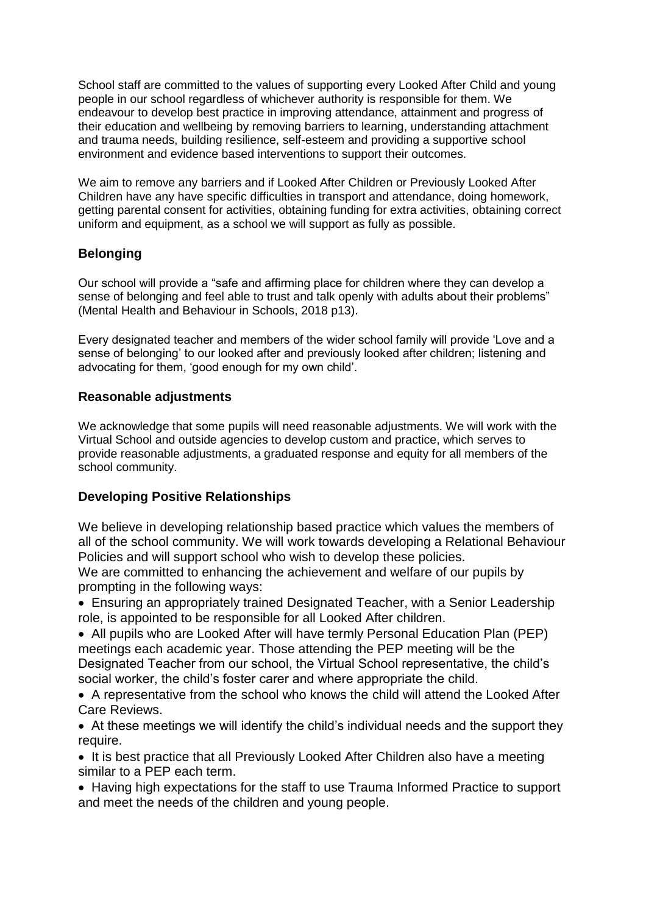School staff are committed to the values of supporting every Looked After Child and young people in our school regardless of whichever authority is responsible for them. We endeavour to develop best practice in improving attendance, attainment and progress of their education and wellbeing by removing barriers to learning, understanding attachment and trauma needs, building resilience, self-esteem and providing a supportive school environment and evidence based interventions to support their outcomes.

We aim to remove any barriers and if Looked After Children or Previously Looked After Children have any have specific difficulties in transport and attendance, doing homework, getting parental consent for activities, obtaining funding for extra activities, obtaining correct uniform and equipment, as a school we will support as fully as possible.

## Belonging

Our school will provide a "safe and affirming place for children where they can develop a sense of belonging and feel able to trust and talk openly with adults about their problems" (Mental Health and Behaviour in Schools, 2018 p13).

Every designated teacher and members of the wider school family will provide 'Love and a sense of belonging' to our looked after and previously looked after children; listening and advocating for them, 'good enough for my own child'.

## Reasonable adjustments

We acknowledge that some pupils will need reasonable adjustments. We will work with the Virtual School and outside agencies to develop custom and practice, which serves to provide reasonable adjustments, a graduated response and equity for all members of the school community.

## Developing Positive Relationships

We believe in developing relationship based practice which values the members of all of the school community. We will work towards developing a Relational Behaviour Policies and will support school who wish to develop these policies.

We are committed to enhancing the achievement and welfare of our pupils by prompting in the following ways:

- Ensuring an appropriately trained Designated Teacher, with a Senior Leadership role, is appointed to be responsible for all Looked After children.
- All pupils who are Looked After will have termly Personal Education Plan (PEP) meetings each academic year. Those attending the PEP meeting will be the Designated Teacher from our school, the Virtual School representative, the child's social worker, the child's foster carer and where appropriate the child.
- A representative from the school who knows the child will attend the Looked After Care Reviews.
- At these meetings we will identify the child's individual needs and the support they require.
- It is best practice that all Previously Looked After Children also have a meeting similar to a PEP each term.
- Having high expectations for the staff to use Trauma Informed Practice to support and meet the needs of the children and young people.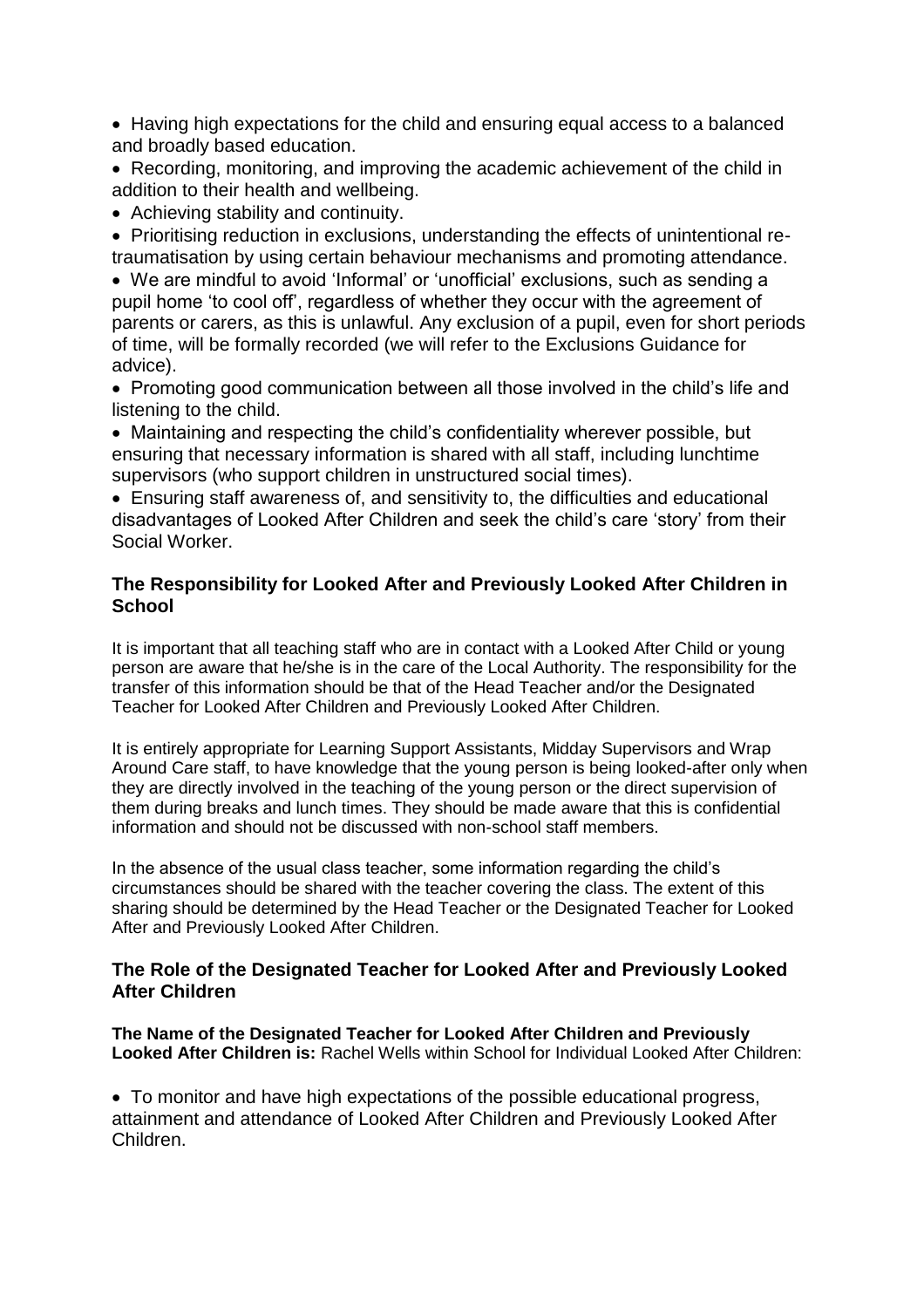- Having high expectations for the child and ensuring equal access to a balanced and broadly based education.
- Recording, monitoring, and improving the academic achievement of the child in addition to their health and wellbeing.
- Achieving stability and continuity.
- Prioritising reduction in exclusions, understanding the effects of unintentional re-traumatisation by using certain behaviour mechanisms and promoting attendance.
- We are mindful to avoid 'Informal' or 'unofficial' exclusions, such as sending a pupil home 'to cool off', regardless of whether they occur with the agreement of parents or carers, as this is unlawful. Any exclusion of a pupil, even for short periods of time, will be formally recorded (we will refer to the Exclusions Guidance for advice).
- Promoting good communication between all those involved in the child's life and listening to the child.
- Maintaining and respecting the child's confidentiality wherever possible, but ensuring that necessary information is shared with all staff, including lunchtime supervisors (who support children in unstructured social times).
- Ensuring staff awareness of, and sensitivity to, the difficulties and educational disadvantages of Looked After Children and seek the child's care 'story' from their Social Worker.

## The Responsibility for Looked After and Previously Looked After Children in School

It is important that all teaching staff who are in contact with a Looked After Child or young person are aware that he/she is in the care of the Local Authority. The responsibility for the transfer of this information should be that of the Head Teacher and/or the Designated Teacher for Looked After Children and Previously Looked After Children.

It is entirely appropriate for Learning Support Assistants, Midday Supervisors and Wrap Around Care staff, to have knowledge that the young person is being looked-after only when they are directly involved in the teaching of the young person or the direct supervision of them during breaks and lunch times. They should be made aware that this is confidential information and should not be discussed with non-school staff members.

In the absence of the usual class teacher, some information regarding the child's circumstances should be shared with the teacher covering the class. The extent of this sharing should be determined by the Head Teacher or the Designated Teacher for Looked After and Previously Looked After Children.

## The Role of the Designated Teacher for Looked After and Previously Looked After Children

**The Name of the Designated Teacher for Looked After Children and Previously Looked After Children is:** Rachel Wells within School for Individual Looked After Children:

- To monitor and have high expectations of the possible educational progress, attainment and attendance of Looked After Children and Previously Looked After Children.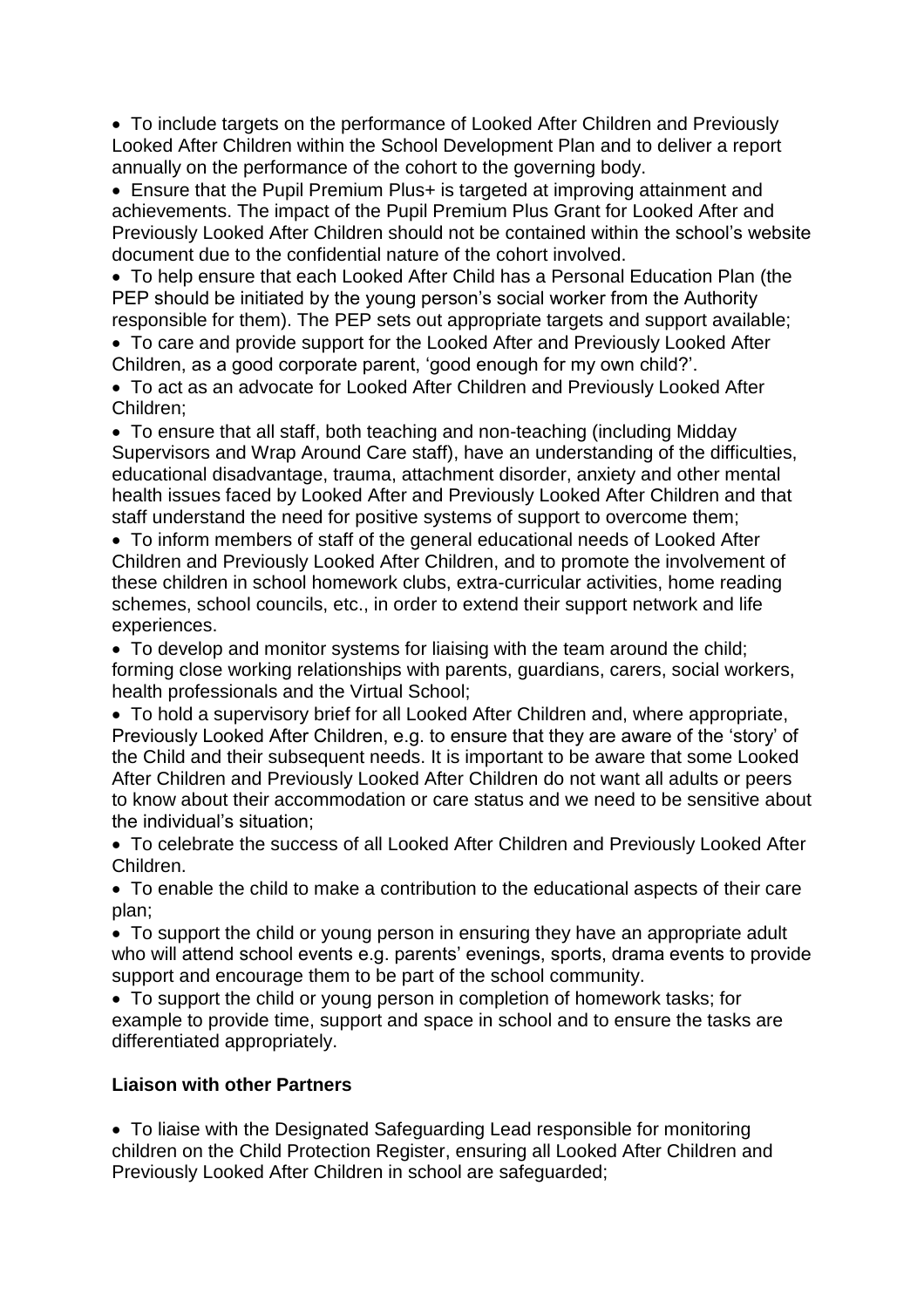- To include targets on the performance of Looked After Children and Previously Looked After Children within the School Development Plan and to deliver a report annually on the performance of the cohort to the governing body.
- Ensure that the Pupil Premium Plus+ is targeted at improving attainment and achievements. The impact of the Pupil Premium Plus Grant for Looked After and Previously Looked After Children should not be contained within the school's website document due to the confidential nature of the cohort involved.
- To help ensure that each Looked After Child has a Personal Education Plan (the PEP should be initiated by the young person's social worker from the Authority responsible for them). The PEP sets out appropriate targets and support available;
- To care and provide support for the Looked After and Previously Looked After Children, as a good corporate parent, 'good enough for my own child?'.
- To act as an advocate for Looked After Children and Previously Looked After Children;
- To ensure that all staff, both teaching and non-teaching (including Midday Supervisors and Wrap Around Care staff), have an understanding of the difficulties, educational disadvantage, trauma, attachment disorder, anxiety and other mental health issues faced by Looked After and Previously Looked After Children and that staff understand the need for positive systems of support to overcome them;
- To inform members of staff of the general educational needs of Looked After Children and Previously Looked After Children, and to promote the involvement of these children in school homework clubs, extra-curricular activities, home reading schemes, school councils, etc., in order to extend their support network and life experiences.
- To develop and monitor systems for liaising with the team around the child; forming close working relationships with parents, guardians, carers, social workers, health professionals and the Virtual School;
- To hold a supervisory brief for all Looked After Children and, where appropriate, Previously Looked After Children, e.g. to ensure that they are aware of the 'story' of the Child and their subsequent needs. It is important to be aware that some Looked After Children and Previously Looked After Children do not want all adults or peers to know about their accommodation or care status and we need to be sensitive about the individual's situation;
- To celebrate the success of all Looked After Children and Previously Looked After Children.
- To enable the child to make a contribution to the educational aspects of their care plan;
- To support the child or young person in ensuring they have an appropriate adult who will attend school events e.g. parents' evenings, sports, drama events to provide support and encourage them to be part of the school community.
- To support the child or young person in completion of homework tasks; for example to provide time, support and space in school and to ensure the tasks are differentiated appropriately.

**Liaison with other Partners**

- To liaise with the Designated Safeguarding Lead responsible for monitoring children on the Child Protection Register, ensuring all Looked After Children and Previously Looked After Children in school are safeguarded;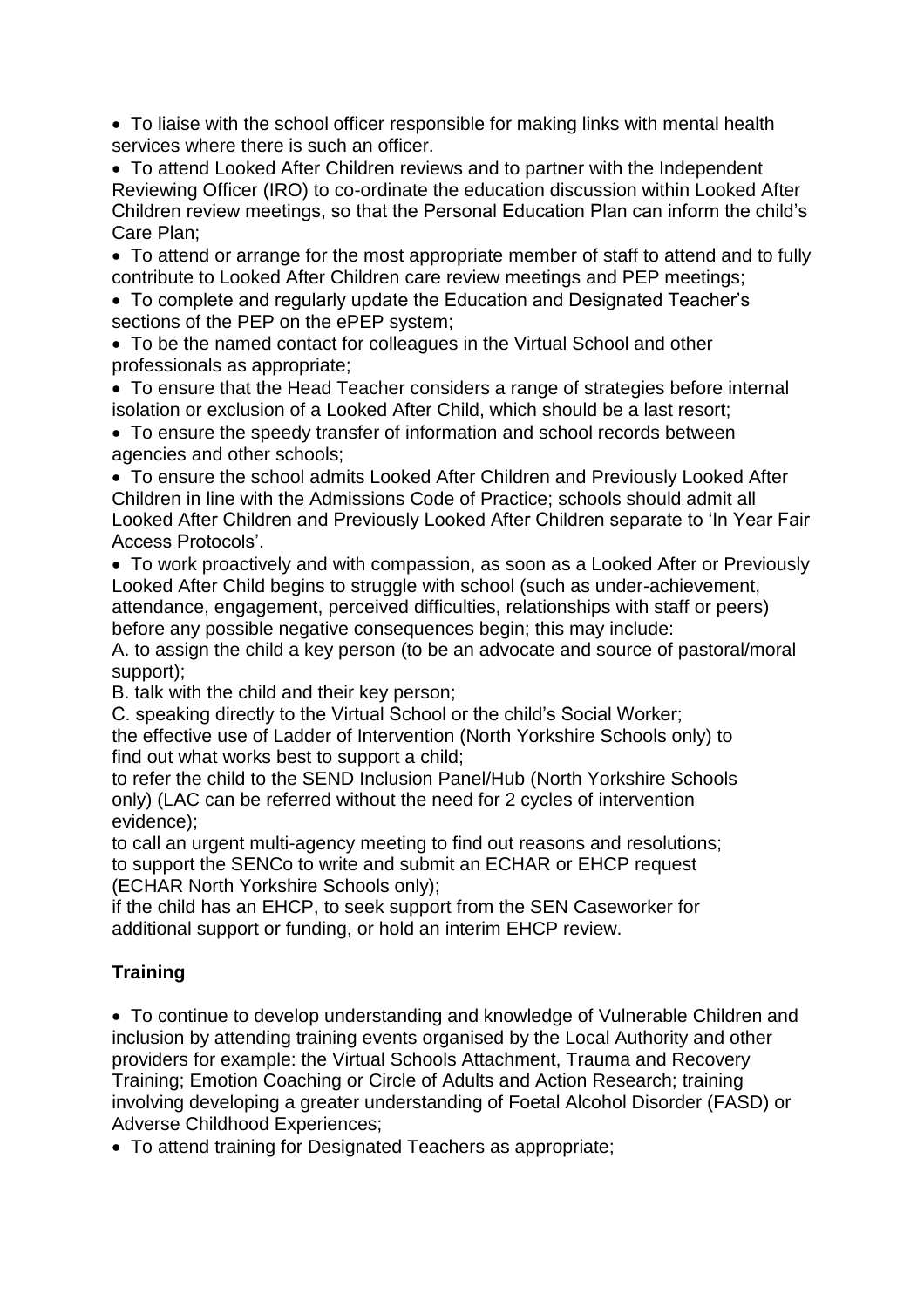- To liaise with the school officer responsible for making links with mental health services where there is such an officer.
- To attend Looked After Children reviews and to partner with the Independent Reviewing Officer (IRO) to co-ordinate the education discussion within Looked After Children review meetings, so that the Personal Education Plan can inform the child's Care Plan;
- To attend or arrange for the most appropriate member of staff to attend and to fully contribute to Looked After Children care review meetings and PEP meetings;
- To complete and regularly update the Education and Designated Teacher's sections of the PEP on the ePEP system;
- To be the named contact for colleagues in the Virtual School and other professionals as appropriate;
- To ensure that the Head Teacher considers a range of strategies before internal isolation or exclusion of a Looked After Child, which should be a last resort;
- To ensure the speedy transfer of information and school records between agencies and other schools;
- To ensure the school admits Looked After Children and Previously Looked After Children in line with the Admissions Code of Practice; schools should admit all Looked After Children and Previously Looked After Children separate to 'In Year Fair Access Protocols'.
- To work proactively and with compassion, as soon as a Looked After or Previously Looked After Child begins to struggle with school (such as under-achievement, attendance, engagement, perceived difficulties, relationships with staff or peers) before any possible negative consequences begin; this may include:

A. to assign the child a key person (to be an advocate and source of pastoral/moral support);
B. talk with the child and their key person;
C. speaking directly to the Virtual School or the child's Social Worker;
the effective use of Ladder of Intervention (North Yorkshire Schools only) to find out what works best to support a child;
to refer the child to the SEND Inclusion Panel/Hub (North Yorkshire Schools only) (LAC can be referred without the need for 2 cycles of intervention evidence);
to call an urgent multi-agency meeting to find out reasons and resolutions;
to support the SENCo to write and submit an ECHAR or EHCP request (ECHAR North Yorkshire Schools only);
if the child has an EHCP, to seek support from the SEN Caseworker for additional support or funding, or hold an interim EHCP review.

**Training**

- To continue to develop understanding and knowledge of Vulnerable Children and inclusion by attending training events organised by the Local Authority and other providers for example: the Virtual Schools Attachment, Trauma and Recovery Training; Emotion Coaching or Circle of Adults and Action Research; training involving developing a greater understanding of Foetal Alcohol Disorder (FASD) or Adverse Childhood Experiences;
- To attend training for Designated Teachers as appropriate;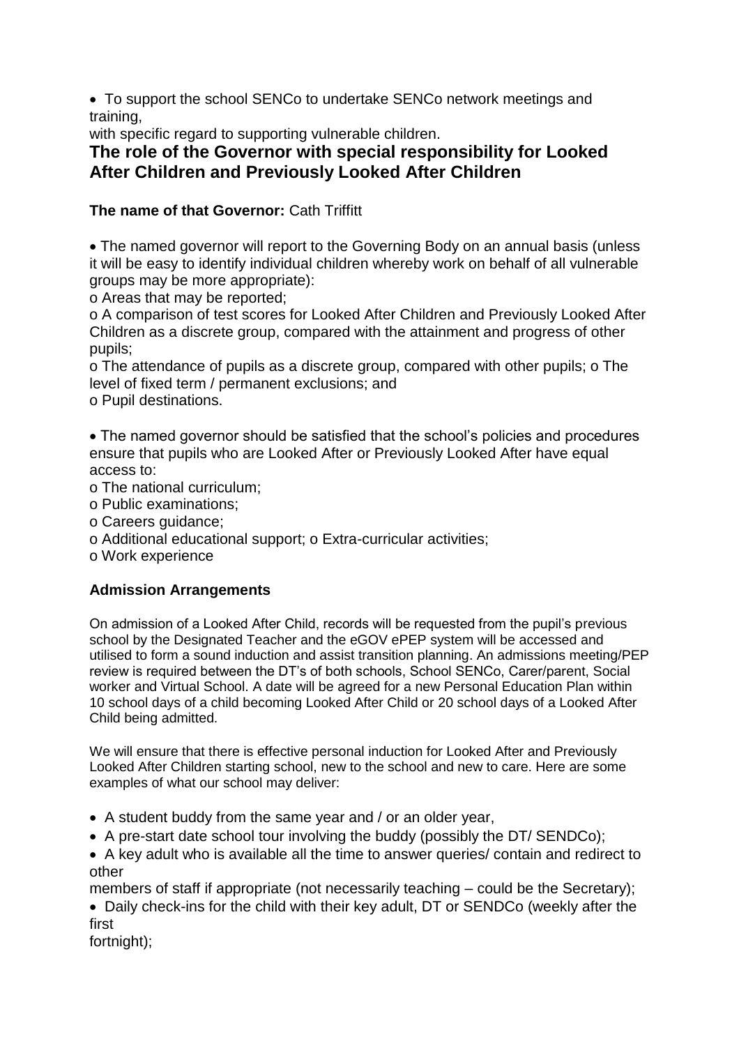- To support the school SENCo to undertake SENCo network meetings and training,

with specific regard to supporting vulnerable children.

## The role of the Governor with special responsibility for Looked After Children and Previously Looked After Children

**The name of that Governor:** Cath Triffitt

- The named governor will report to the Governing Body on an annual basis (unless it will be easy to identify individual children whereby work on behalf of all vulnerable groups may be more appropriate):

o Areas that may be reported;

o A comparison of test scores for Looked After Children and Previously Looked After Children as a discrete group, compared with the attainment and progress of other pupils;

o The attendance of pupils as a discrete group, compared with other pupils; o The level of fixed term / permanent exclusions; and

o Pupil destinations.

- The named governor should be satisfied that the school's policies and procedures ensure that pupils who are Looked After or Previously Looked After have equal access to:

o The national curriculum;

o Public examinations;

o Careers guidance;

o Additional educational support; o Extra-curricular activities;

o Work experience

### Admission Arrangements

On admission of a Looked After Child, records will be requested from the pupil's previous school by the Designated Teacher and the eGOV ePEP system will be accessed and utilised to form a sound induction and assist transition planning. An admissions meeting/PEP review is required between the DT's of both schools, School SENCo, Carer/parent, Social worker and Virtual School. A date will be agreed for a new Personal Education Plan within 10 school days of a child becoming Looked After Child or 20 school days of a Looked After Child being admitted.

We will ensure that there is effective personal induction for Looked After and Previously Looked After Children starting school, new to the school and new to care. Here are some examples of what our school may deliver:

- A student buddy from the same year and / or an older year,
- A pre-start date school tour involving the buddy (possibly the DT/ SENDCo);
- A key adult who is available all the time to answer queries/ contain and redirect to other members of staff if appropriate (not necessarily teaching – could be the Secretary);
- Daily check-ins for the child with their key adult, DT or SENDCo (weekly after the first fortnight);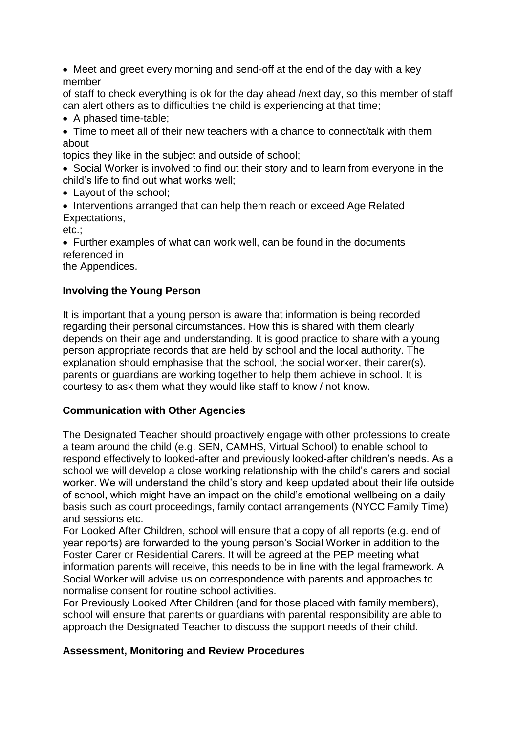- Meet and greet every morning and send-off at the end of the day with a key member of staff to check everything is ok for the day ahead /next day, so this member of staff can alert others as to difficulties the child is experiencing at that time;
- A phased time-table;
- Time to meet all of their new teachers with a chance to connect/talk with them about topics they like in the subject and outside of school;
- Social Worker is involved to find out their story and to learn from everyone in the child's life to find out what works well;
- Layout of the school;
- Interventions arranged that can help them reach or exceed Age Related Expectations, etc.;
- Further examples of what can work well, can be found in the documents referenced in the Appendices.

### Involving the Young Person

It is important that a young person is aware that information is being recorded regarding their personal circumstances. How this is shared with them clearly depends on their age and understanding. It is good practice to share with a young person appropriate records that are held by school and the local authority. The explanation should emphasise that the school, the social worker, their carer(s), parents or guardians are working together to help them achieve in school. It is courtesy to ask them what they would like staff to know / not know.

### Communication with Other Agencies

The Designated Teacher should proactively engage with other professions to create a team around the child (e.g. SEN, CAMHS, Virtual School) to enable school to respond effectively to looked-after and previously looked-after children's needs. As a school we will develop a close working relationship with the child's carers and social worker. We will understand the child's story and keep updated about their life outside of school, which might have an impact on the child's emotional wellbeing on a daily basis such as court proceedings, family contact arrangements (NYCC Family Time) and sessions etc.

For Looked After Children, school will ensure that a copy of all reports (e.g. end of year reports) are forwarded to the young person's Social Worker in addition to the Foster Carer or Residential Carers. It will be agreed at the PEP meeting what information parents will receive, this needs to be in line with the legal framework. A Social Worker will advise us on correspondence with parents and approaches to normalise consent for routine school activities.

For Previously Looked After Children (and for those placed with family members), school will ensure that parents or guardians with parental responsibility are able to approach the Designated Teacher to discuss the support needs of their child.

### Assessment, Monitoring and Review Procedures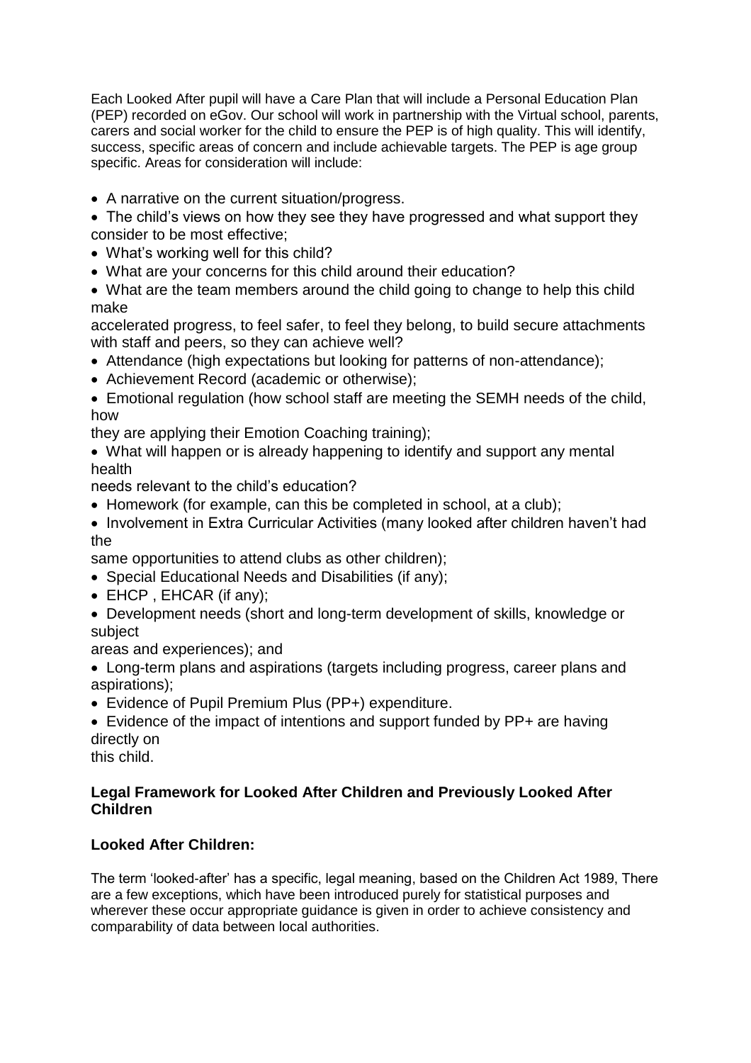Each Looked After pupil will have a Care Plan that will include a Personal Education Plan (PEP) recorded on eGov. Our school will work in partnership with the Virtual school, parents, carers and social worker for the child to ensure the PEP is of high quality. This will identify, success, specific areas of concern and include achievable targets. The PEP is age group specific. Areas for consideration will include:

- A narrative on the current situation/progress.
- The child's views on how they see they have progressed and what support they consider to be most effective;
- What's working well for this child?
- What are your concerns for this child around their education?
- What are the team members around the child going to change to help this child make accelerated progress, to feel safer, to feel they belong, to build secure attachments with staff and peers, so they can achieve well?
- Attendance (high expectations but looking for patterns of non-attendance);
- Achievement Record (academic or otherwise);
- Emotional regulation (how school staff are meeting the SEMH needs of the child, how they are applying their Emotion Coaching training);
- What will happen or is already happening to identify and support any mental health needs relevant to the child's education?
- Homework (for example, can this be completed in school, at a club);
- Involvement in Extra Curricular Activities (many looked after children haven't had the same opportunities to attend clubs as other children);
- Special Educational Needs and Disabilities (if any);
- EHCP , EHCAR (if any);
- Development needs (short and long-term development of skills, knowledge or subject areas and experiences); and
- Long-term plans and aspirations (targets including progress, career plans and aspirations);
- Evidence of Pupil Premium Plus (PP+) expenditure.
- Evidence of the impact of intentions and support funded by PP+ are having directly on this child.

**Legal Framework for Looked After Children and Previously Looked After Children**

**Looked After Children:**

The term 'looked-after' has a specific, legal meaning, based on the Children Act 1989, There are a few exceptions, which have been introduced purely for statistical purposes and wherever these occur appropriate guidance is given in order to achieve consistency and comparability of data between local authorities.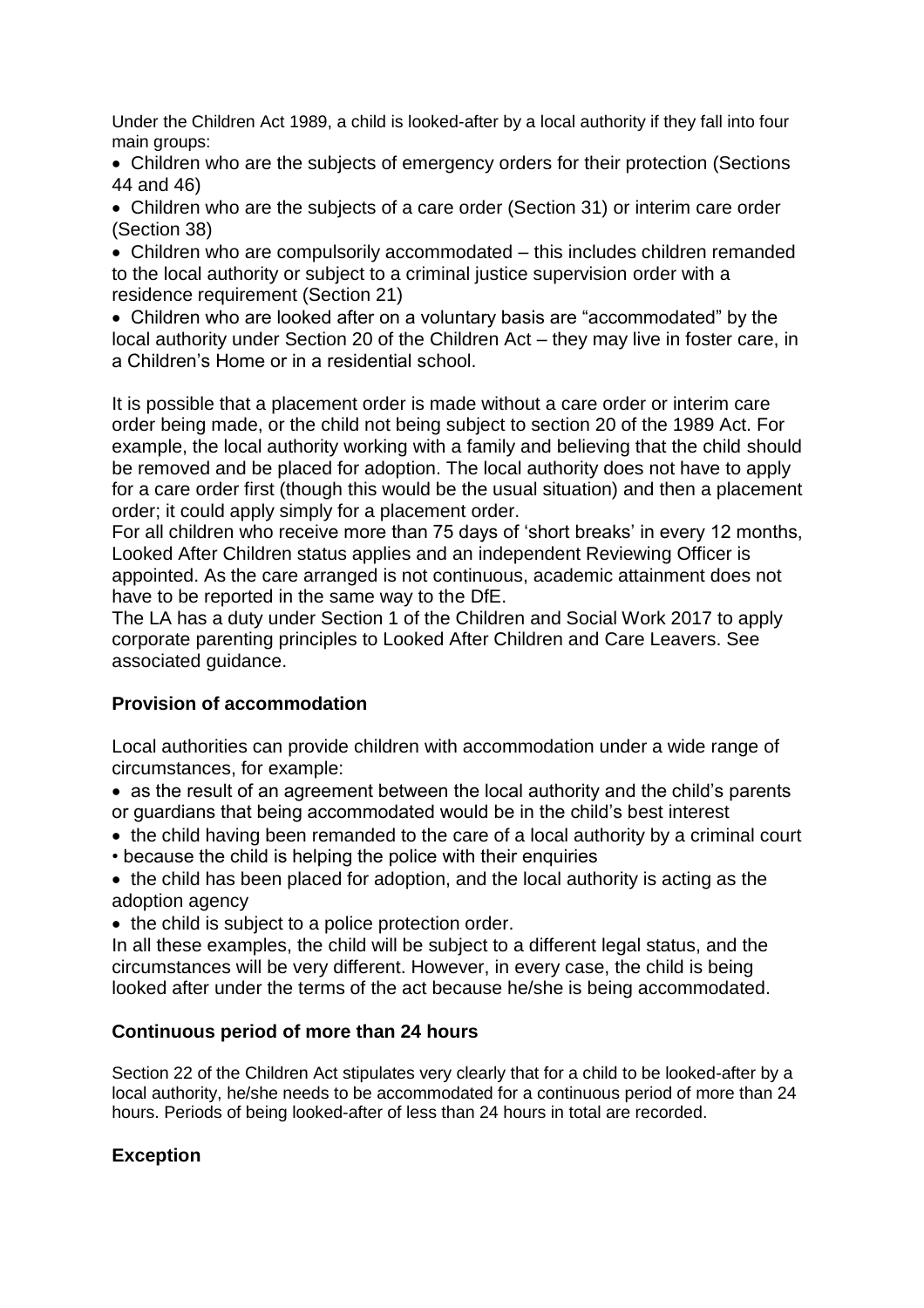Under the Children Act 1989, a child is looked-after by a local authority if they fall into four main groups:

- Children who are the subjects of emergency orders for their protection (Sections 44 and 46)
- Children who are the subjects of a care order (Section 31) or interim care order (Section 38)
- Children who are compulsorily accommodated – this includes children remanded to the local authority or subject to a criminal justice supervision order with a residence requirement (Section 21)
- Children who are looked after on a voluntary basis are "accommodated" by the local authority under Section 20 of the Children Act – they may live in foster care, in a Children's Home or in a residential school.

It is possible that a placement order is made without a care order or interim care order being made, or the child not being subject to section 20 of the 1989 Act. For example, the local authority working with a family and believing that the child should be removed and be placed for adoption. The local authority does not have to apply for a care order first (though this would be the usual situation) and then a placement order; it could apply simply for a placement order.
For all children who receive more than 75 days of 'short breaks' in every 12 months, Looked After Children status applies and an independent Reviewing Officer is appointed. As the care arranged is not continuous, academic attainment does not have to be reported in the same way to the DfE.
The LA has a duty under Section 1 of the Children and Social Work 2017 to apply corporate parenting principles to Looked After Children and Care Leavers. See associated guidance.

## Provision of accommodation

Local authorities can provide children with accommodation under a wide range of circumstances, for example:

- as the result of an agreement between the local authority and the child's parents or guardians that being accommodated would be in the child's best interest
- the child having been remanded to the care of a local authority by a criminal court
- because the child is helping the police with their enquiries
- the child has been placed for adoption, and the local authority is acting as the adoption agency
- the child is subject to a police protection order.

In all these examples, the child will be subject to a different legal status, and the circumstances will be very different. However, in every case, the child is being looked after under the terms of the act because he/she is being accommodated.

## Continuous period of more than 24 hours

Section 22 of the Children Act stipulates very clearly that for a child to be looked-after by a local authority, he/she needs to be accommodated for a continuous period of more than 24 hours. Periods of being looked-after of less than 24 hours in total are recorded.

## Exception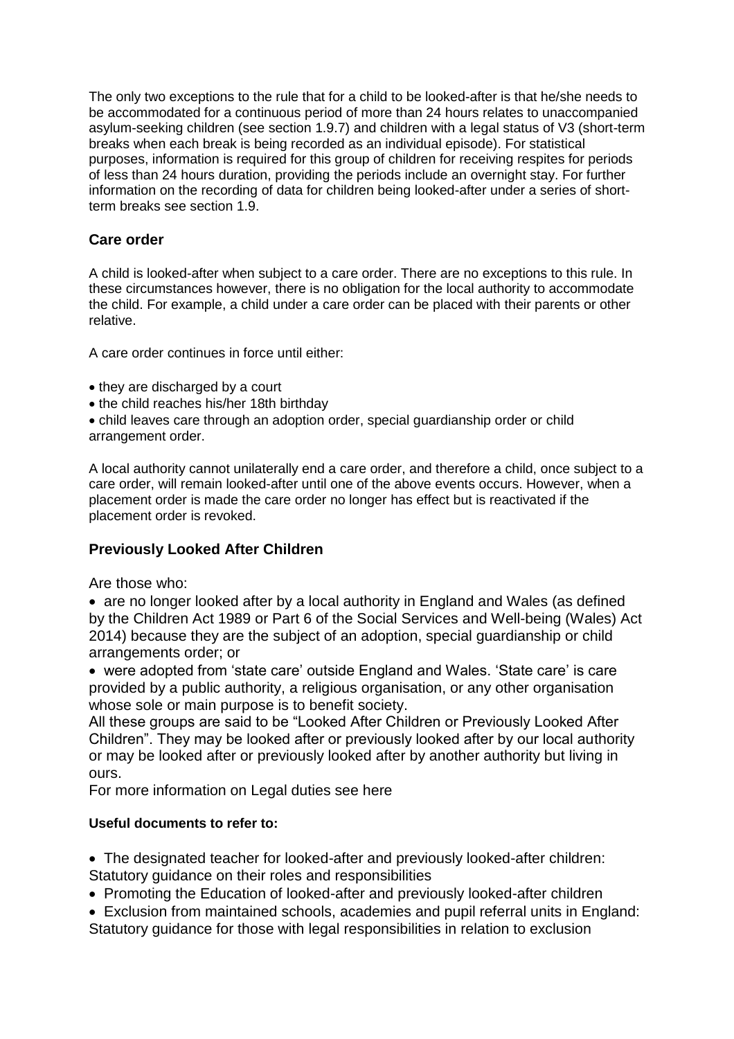The only two exceptions to the rule that for a child to be looked-after is that he/she needs to be accommodated for a continuous period of more than 24 hours relates to unaccompanied asylum-seeking children (see section 1.9.7) and children with a legal status of V3 (short-term breaks when each break is being recorded as an individual episode). For statistical purposes, information is required for this group of children for receiving respites for periods of less than 24 hours duration, providing the periods include an overnight stay. For further information on the recording of data for children being looked-after under a series of short-term breaks see section 1.9.

## Care order

A child is looked-after when subject to a care order. There are no exceptions to this rule. In these circumstances however, there is no obligation for the local authority to accommodate the child. For example, a child under a care order can be placed with their parents or other relative.

A care order continues in force until either:

- they are discharged by a court
- the child reaches his/her 18th birthday
- child leaves care through an adoption order, special guardianship order or child arrangement order.

A local authority cannot unilaterally end a care order, and therefore a child, once subject to a care order, will remain looked-after until one of the above events occurs. However, when a placement order is made the care order no longer has effect but is reactivated if the placement order is revoked.

## Previously Looked After Children

Are those who:

- are no longer looked after by a local authority in England and Wales (as defined by the Children Act 1989 or Part 6 of the Social Services and Well-being (Wales) Act 2014) because they are the subject of an adoption, special guardianship or child arrangements order; or
- were adopted from 'state care' outside England and Wales. 'State care' is care provided by a public authority, a religious organisation, or any other organisation whose sole or main purpose is to benefit society.

All these groups are said to be "Looked After Children or Previously Looked After Children". They may be looked after or previously looked after by our local authority or may be looked after or previously looked after by another authority but living in ours.

For more information on Legal duties see here

**Useful documents to refer to:**

- The designated teacher for looked-after and previously looked-after children: Statutory guidance on their roles and responsibilities
- Promoting the Education of looked-after and previously looked-after children
- Exclusion from maintained schools, academies and pupil referral units in England: Statutory guidance for those with legal responsibilities in relation to exclusion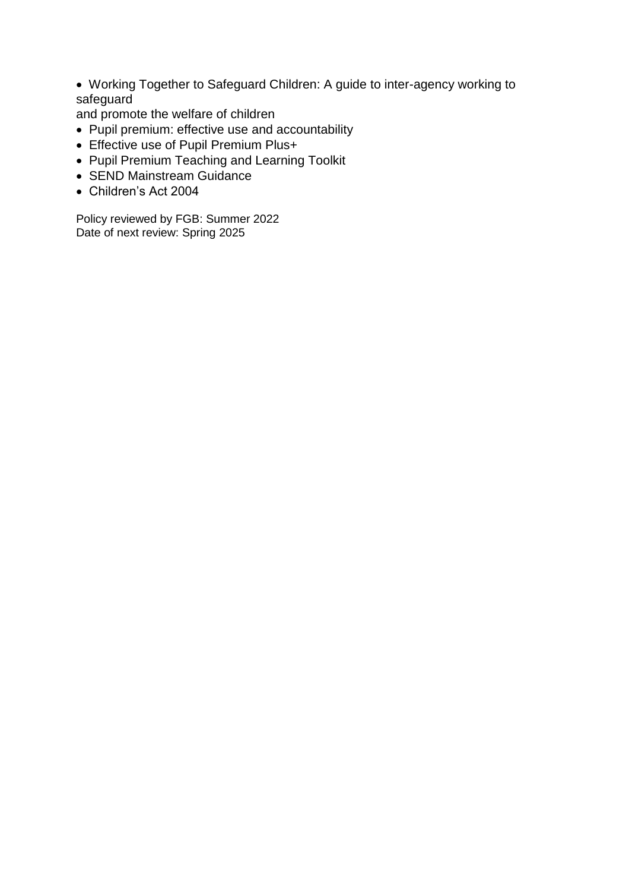- Working Together to Safeguard Children: A guide to inter-agency working to safeguard and promote the welfare of children
- Pupil premium: effective use and accountability
- Effective use of Pupil Premium Plus+
- Pupil Premium Teaching and Learning Toolkit
- SEND Mainstream Guidance
- Children's Act 2004

Policy reviewed by FGB: Summer 2022
Date of next review: Spring 2025